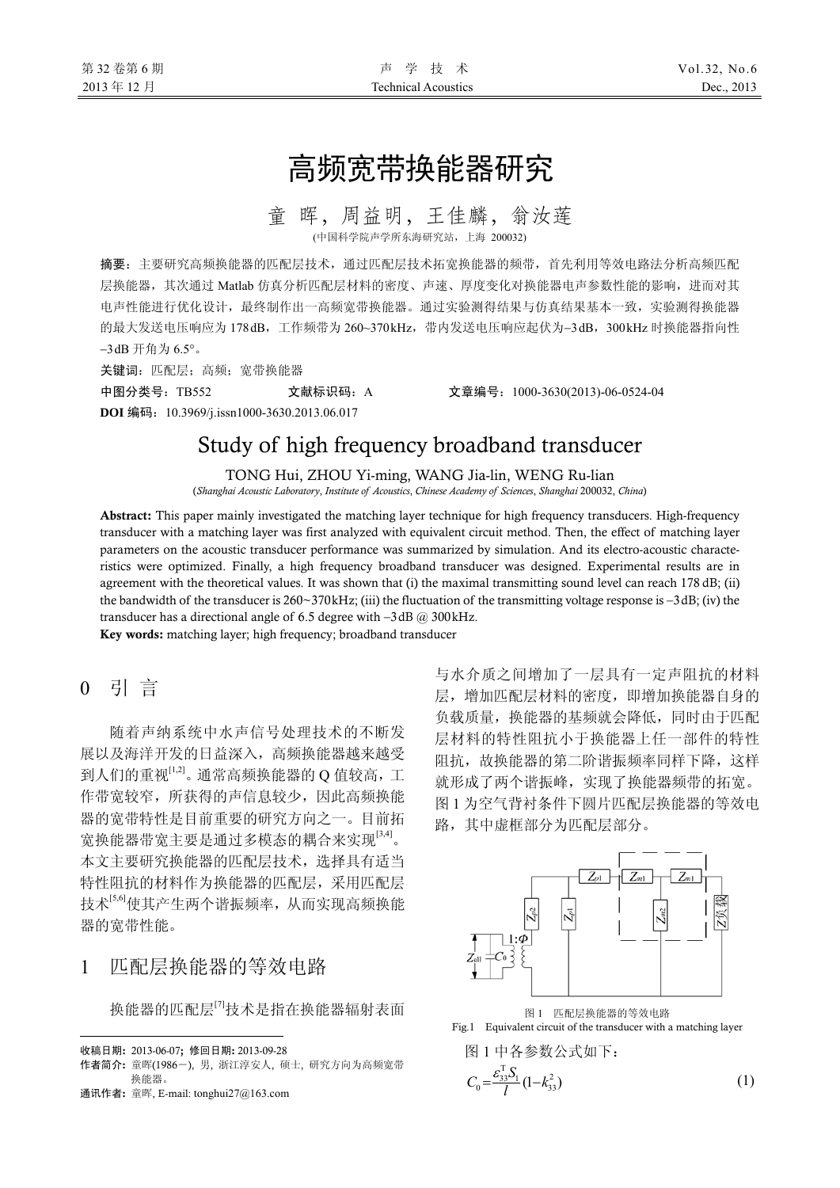# 高频宽带换能器研究

童 晖，周益明，王佳麟，翁汝莲

(中国科学院声学所东海研究站，上海 200032)

**摘要：** 主要研究高频换能器的匹配层技术，通过匹配层技术拓宽换能器的频带，首先利用等效电路法分析高频匹配层换能器，其次通过 Matlab 仿真分析匹配层材料的密度、声速、厚度变化对换能器电声参数性能的影响，进而对其电声性能进行优化设计，最终制作出一高频宽带换能器。通过实验测得结果与仿真结果基本一致，实验测得换能器的最大发送电压响应为 178 dB，工作频带为 260~370 kHz，带内发送电压响应起伏为−3 dB，300 kHz 时换能器指向性−3 dB 开角为 6.5°。

**关键词：** 匹配层；高频；宽带换能器

**中图分类号：** TB552　　**文献标识码：** A　　**文章编号：** 1000-3630(2013)-06-0524-04

**DOI 编码：** 10.3969/j.issn1000-3630.2013.06.017

# Study of high frequency broadband transducer

TONG Hui, ZHOU Yi-ming, WANG Jia-lin, WENG Ru-lian

(*Shanghai Acoustic Laboratory*, *Institute of Acoustics*, *Chinese Academy of Sciences*, *Shanghai* 200032, *China*)

**Abstract:** This paper mainly investigated the matching layer technique for high frequency transducers. High-frequency transducer with a matching layer was first analyzed with equivalent circuit method. Then, the effect of matching layer parameters on the acoustic transducer performance was summarized by simulation. And its electro-acoustic characteristics were optimized. Finally, a high frequency broadband transducer was designed. Experimental results are in agreement with the theoretical values. It was shown that (i) the maximal transmitting sound level can reach 178 dB; (ii) the bandwidth of the transducer is 260~370 kHz; (iii) the fluctuation of the transmitting voltage response is −3 dB; (iv) the transducer has a directional angle of 6.5 degree with −3 dB @ 300 kHz.

**Key words:** matching layer; high frequency; broadband transducer

## 0 引 言

随着声纳系统中水声信号处理技术的不断发展以及海洋开发的日益深入，高频换能器越来越受到人们的重视[1,2]。通常高频换能器的 Q 值较高，工作带宽较窄，所获得的声信息较少，因此高频换能器的宽带特性是目前重要的研究方向之一。目前拓宽换能器带宽主要是通过多模态的耦合来实现[3,4]。本文主要研究换能器的匹配层技术，选择具有适当特性阻抗的材料作为换能器的匹配层，采用匹配层技术[5,6]使其产生两个谐振频率，从而实现高频换能器的宽带性能。

## 1 匹配层换能器的等效电路

换能器的匹配层[7]技术是指在换能器辐射表面与水介质之间增加了一层具有一定声阻抗的材料层，增加匹配层材料的密度，即增加换能器自身的负载质量，换能器的基频就会降低，同时由于匹配层材料的特性阻抗小于换能器上任一部件的特性阻抗，故换能器的第二阶谐振频率同样下降，这样就形成了两个谐振峰，实现了换能器频带的拓宽。图 1 为空气背衬条件下圆片匹配层换能器的等效电路，其中虚框部分为匹配层部分。

图 1　匹配层换能器的等效电路

Fig.1　Equivalent circuit of the transducer with a matching layer

图 1 中各参数公式如下：

$$C_0=\frac{\varepsilon_{33}^{\mathrm{T}}S_1}{l}(1-k_{33}^2) \tag{1}$$

收稿日期：2013-06-07；修回日期：2013-09-28

作者简介：童晖(1986－)，男，浙江淳安人，硕士，研究方向为高频宽带换能器。

通讯作者：童晖，E-mail: tonghui27@163.com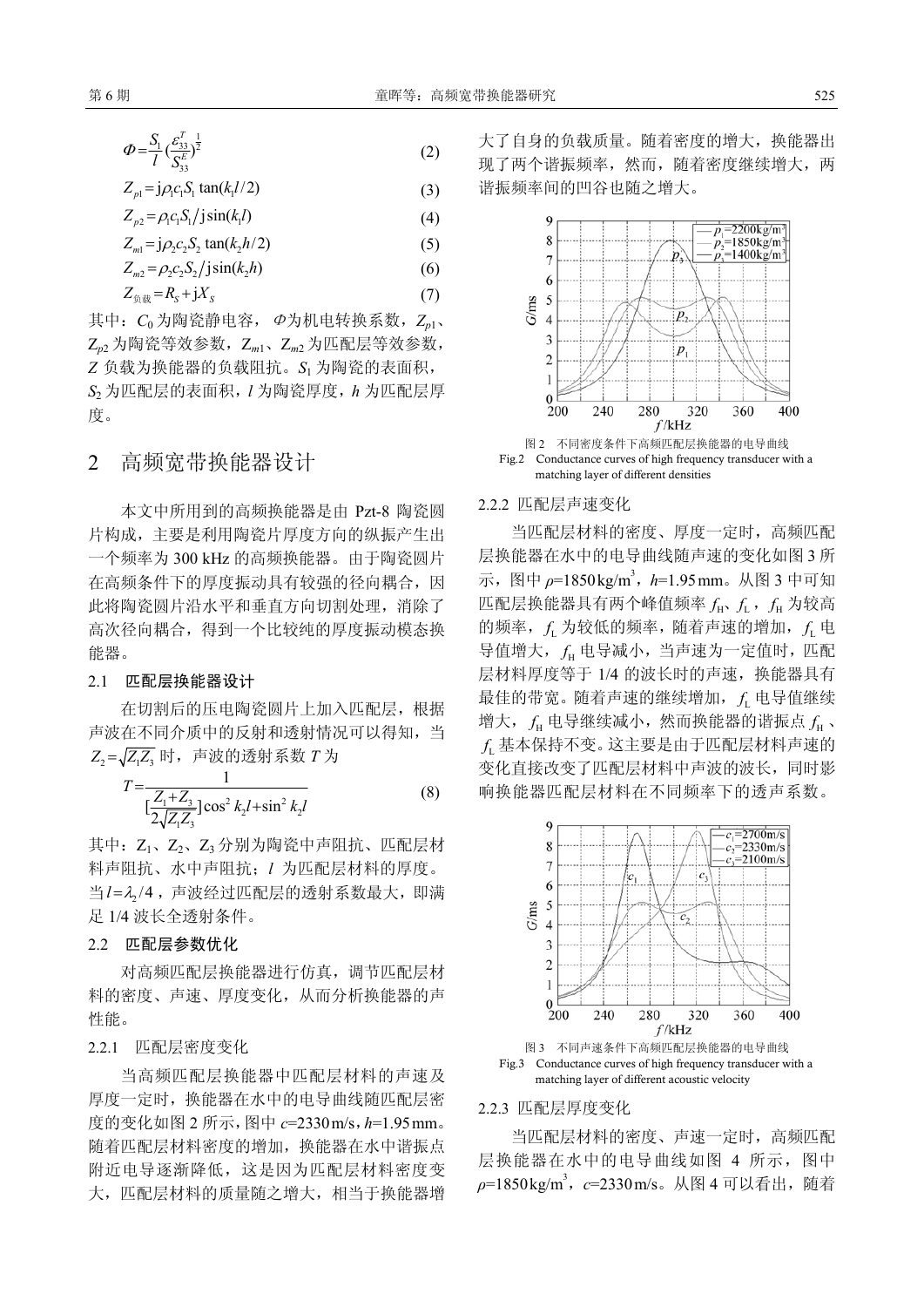$$\Phi=\frac{S_1}{l}\left(\frac{\varepsilon_{33}^T}{S_{33}^E}\right)^{\frac{1}{2}} \tag{2}$$

$$Z_{p1}=\mathrm{j}\rho_1 c_1 S_1\tan(k_1 l/2) \tag{3}$$

$$Z_{p2}=\rho_1 c_1 S_1/\mathrm{j}\sin(k_1 l) \tag{4}$$

$$Z_{m1}=\mathrm{j}\rho_2 c_2 S_2\tan(k_2 h/2) \tag{5}$$

$$Z_{m2}=\rho_2 c_2 S_2/\mathrm{j}\sin(k_2 h) \tag{6}$$

$$Z_{负载}=R_S+\mathrm{j}X_S \tag{7}$$

其中：$C_0$ 为陶瓷静电容，$\Phi$ 为机电转换系数，$Z_{p1}$、$Z_{p2}$ 为陶瓷等效参数，$Z_{m1}$、$Z_{m2}$ 为匹配层等效参数，$Z$ 负载为换能器的负载阻抗。$S_1$ 为陶瓷的表面积，$S_2$ 为匹配层的表面积，$l$ 为陶瓷厚度，$h$ 为匹配层厚度。

## 2 高频宽带换能器设计

本文中所用到的高频换能器是由 Pzt-8 陶瓷圆片构成，主要是利用陶瓷片厚度方向的纵振产生出一个频率为 300 kHz 的高频换能器。由于陶瓷圆片在高频条件下的厚度振动具有较强的径向耦合，因此将陶瓷圆片沿水平和垂直方向切割处理，消除了高次径向耦合，得到一个比较纯的厚度振动模态换能器。

### 2.1 匹配层换能器设计

在切割后的压电陶瓷圆片上加入匹配层，根据声波在不同介质中的反射和透射情况可以得知，当 $Z_2=\sqrt{Z_1 Z_3}$ 时，声波的透射系数 $T$ 为

$$T=\frac{1}{\left[\frac{Z_1+Z_3}{2\sqrt{Z_1 Z_3}}\right]\cos^2 k_2 l+\sin^2 k_2 l} \tag{8}$$

其中：$Z_1$、$Z_2$、$Z_3$ 分别为陶瓷中声阻抗、匹配层材料声阻抗、水中声阻抗；$l$ 为匹配层材料的厚度。当 $l=\lambda_2/4$，声波经过匹配层的透射系数最大，即满足 1/4 波长全透射条件。

### 2.2 匹配层参数优化

对高频匹配层换能器进行仿真，调节匹配层材料的密度、声速、厚度变化，从而分析换能器的声性能。

#### 2.2.1 匹配层密度变化

当高频匹配层换能器中匹配层材料的声速及厚度一定时，换能器在水中的电导曲线随匹配层密度的变化如图 2 所示，图中 $c$=2330 m/s，$h$=1.95 mm。随着匹配层材料密度的增加，换能器在水中谐振点附近电导逐渐降低，这是因为匹配层材料密度变大，匹配层材料的质量随之增大，相当于换能器增大了自身的负载质量。随着密度的增大，换能器出现了两个谐振频率，然而，随着密度继续增大，两谐振频率间的凹谷也随之增大。

图 2　不同密度条件下高频匹配层换能器的电导曲线
Fig.2　Conductance curves of high frequency transducer with a matching layer of different densities

#### 2.2.2 匹配层声速变化

当匹配层材料的密度、厚度一定时，高频匹配层换能器在水中的电导曲线随声速的变化如图 3 所示，图中 $\rho$=1850 kg/m$^3$，$h$=1.95 mm。从图 3 中可知匹配层换能器具有两个峰值频率 $f_H$、$f_L$，$f_H$ 为较高的频率，$f_L$ 为较低的频率，随着声速的增加，$f_L$ 电导值增大，$f_H$ 电导减小，当声速为一定值时，匹配层材料厚度等于 1/4 的波长时的声速，换能器具有最佳的带宽。随着声速的继续增加，$f_L$ 电导值继续增大，$f_H$ 电导继续减小，然而换能器的谐振点 $f_H$、$f_L$ 基本保持不变。这主要是由于匹配层材料声速的变化直接改变了匹配层材料中声波的波长，同时影响换能器匹配层材料在不同频率下的透声系数。

图 3　不同声速条件下高频匹配层换能器的电导曲线
Fig.3　Conductance curves of high frequency transducer with a matching layer of different acoustic velocity

#### 2.2.3 匹配层厚度变化

当匹配层材料的密度、声速一定时，高频匹配层换能器在水中的电导曲线如图 4 所示，图中 $\rho$=1850 kg/m$^3$，$c$=2330 m/s。从图 4 可以看出，随着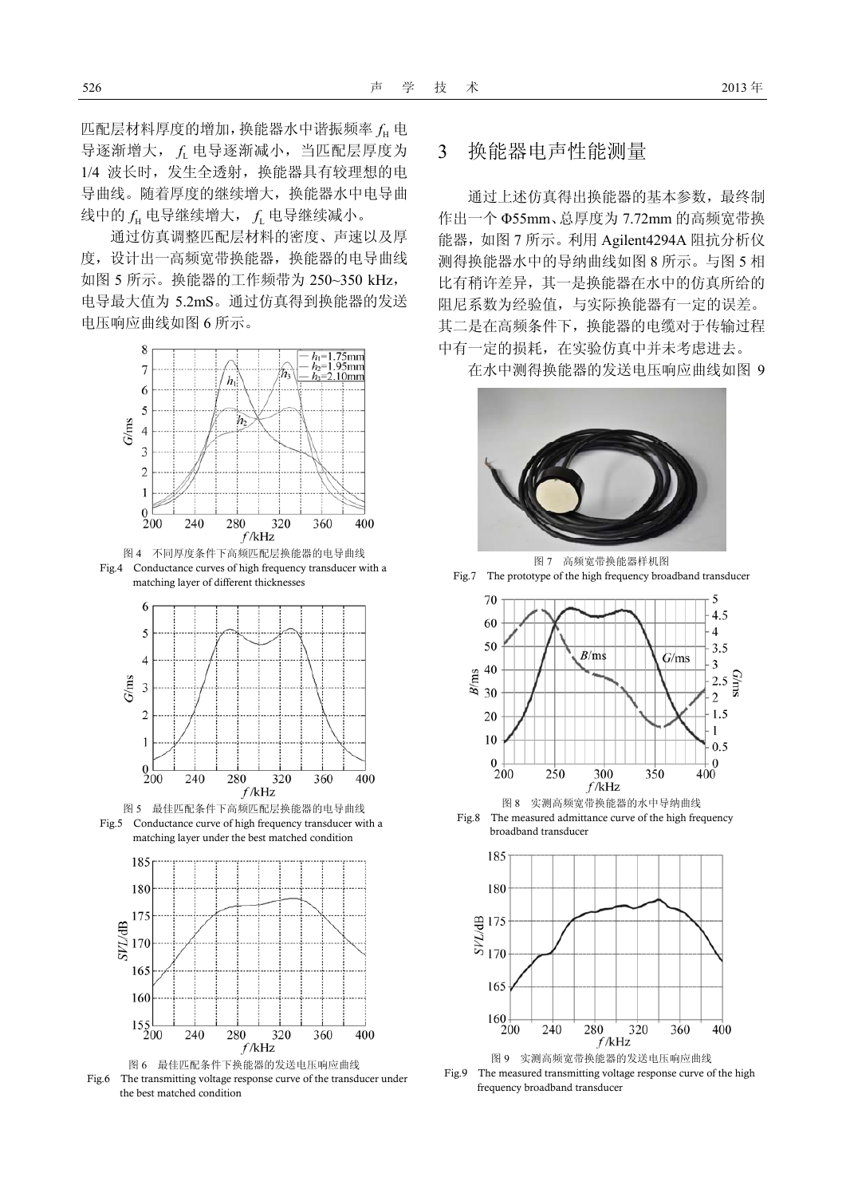匹配层材料厚度的增加，换能器水中谐振频率 $f_H$ 电导逐渐增大，$f_L$ 电导逐渐减小，当匹配层厚度为 1/4 波长时，发生全透射，换能器具有较理想的电导曲线。随着厚度的继续增大，换能器水中电导曲线中的 $f_H$ 电导继续增大，$f_L$ 电导继续减小。

通过仿真调整匹配层材料的密度、声速以及厚度，设计出一高频宽带换能器，换能器的电导曲线如图 5 所示。换能器的工作频带为 250~350 kHz，电导最大值为 5.2mS。通过仿真得到换能器的发送电压响应曲线如图 6 所示。

图 4　不同厚度条件下高频匹配层换能器的电导曲线
Fig.4　Conductance curves of high frequency transducer with a matching layer of different thicknesses

图 5　最佳匹配条件下高频匹配层换能器的电导曲线
Fig.5　Conductance curve of high frequency transducer with a matching layer under the best matched condition

图 6　最佳匹配条件下换能器的发送电压响应曲线
Fig.6　The transmitting voltage response curve of the transducer under the best matched condition

## 3　换能器电声性能测量

通过上述仿真得出换能器的基本参数，最终制作出一个 Φ55mm、总厚度为 7.72mm 的高频宽带换能器，如图 7 所示。利用 Agilent4294A 阻抗分析仪测得换能器水中的导纳曲线如图 8 所示。与图 5 相比有稍许差异，其一是换能器在水中的仿真所给的阻尼系数为经验值，与实际换能器有一定的误差。其二是在高频条件下，换能器的电缆对于传输过程中有一定的损耗，在实验仿真中并未考虑进去。

在水中测得换能器的发送电压响应曲线如图 9

图 7　高频宽带换能器样机图
Fig.7　The prototype of the high frequency broadband transducer

图 8　实测高频宽带换能器的水中导纳曲线
Fig.8　The measured admittance curve of the high frequency broadband transducer

图 9　实测高频宽带换能器的发送电压响应曲线
Fig.9　The measured transmitting voltage response curve of the high frequency broadband transducer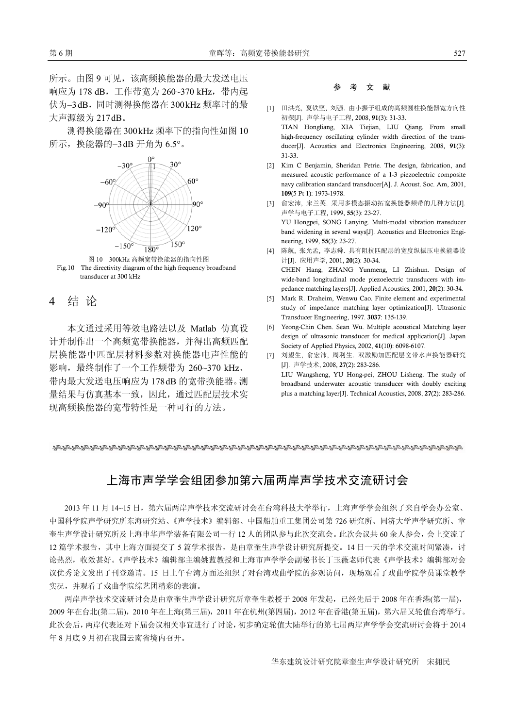所示。由图 9 可见，该高频换能器的最大发送电压响应为 178 dB，工作带宽为 260~370 kHz，带内起伏为−3 dB，同时测得换能器在 300 kHz 频率时的最大声源级为 217 dB。

测得换能器在 300 kHz 频率下的指向性如图 10 所示，换能器的−3 dB 开角为 6.5°。

0°
−30°
30°
−60°
60°
−90°
90°
−120°
120°
−150°
150°
180°

图 10　300kHz 高频宽带换能器的指向性图

Fig.10　The directivity diagram of the high frequency broadband transducer at 300 kHz

## 4　结　论

本文通过采用等效电路法以及 Matlab 仿真设计并制作出一个高频宽带换能器，并得出高频匹配层换能器中匹配层材料参数对换能器电声性能的影响，最终制作了一个工作频带为 260~370 kHz、带内最大发送电压响应为 178 dB 的宽带换能器。测量结果与仿真基本一致，因此，通过匹配层技术实现高频换能器的宽带特性是一种可行的方法。

## 参　考　文　献

[1] 田洪亮，夏铁坚，刘强. 由小振子组成的高频圆柱换能器宽方向性初探[J]. 声学与电子工程, 2008, **91**(3): 31-33.
TIAN Hongliang, XIA Tiejian, LIU Qiang. From small high-frequency oscillating cylinder width direction of the transducer[J]. Acoustics and Electronics Engineering, 2008, **91**(3): 31-33.

[2] Kim C Benjamin, Sheridan Petrie. The design, fabrication, and measured acoustic performance of a 1-3 piezoelectric composite navy calibration standard transducer[A]. J. Acoust. Soc. Am, 2001, **109**(5 Pt 1): 1973-1978.

[3] 俞宏沛，宋兰英. 采用多模态振动拓宽换能器频带的几种方法[J]. 声学与电子工程, 1999, **55**(3): 23-27.
YU Hongpei, SONG Lanying. Multi-modal vibration transducer band widening in several ways[J]. Acoustics and Electronics Engineering, 1999, **55**(3): 23-27.

[4] 陈航，张允孟，李志舜. 具有阻抗匹配层的宽度纵振压电换能器设计[J]. 应用声学, 2001, **20**(2): 30-34.
CHEN Hang, ZHANG Yunmeng, LI Zhishun. Design of wide-band longitudinal mode piezoelectric transducers with impedance matching layers[J]. Applied Acoustics, 2001, **20**(2): 30-34.

[5] Mark R. Draheim, Wenwu Cao. Finite element and experimental study of impedance matching layer optimization[J]. Ultrasonic Transducer Engineering, 1997. **3037**: 135-139.

[6] Yeong-Chin Chen. Sean Wu. Multiple acoustical Matching layer design of ultrasonic transducer for medical application[J]. Japan Society of Applied Physics, 2002, **41**(10): 6098-6107.

[7] 刘望生，俞宏沛，周利生. 双激励加匹配层宽带水声换能器研究[J]. 声学技术, 2008, **27**(2): 283-286.
LIU Wangsheng, YU Hong-pei, ZHOU Lisheng. The study of broadband underwater acoustic transducer with doubly exciting plus a matching layer[J]. Technical Acoustics, 2008, **27**(2): 283-286.

---

# 上海市声学学会组团参加第六届两岸声学技术交流研讨会

2013 年 11 月 14~15 日，第六届两岸声学技术交流研讨会在台湾科技大学举行，上海声学学会组织了来自学会办公室、中国科学院声学研究所东海研究站、《声学技术》编辑部、中国船舶重工集团公司第 726 研究所、同济大学声学研究所、章奎生声学设计研究所及上海申华声学装备有限公司一行 12 人的团队参与此次交流会。此次会议共 60 余人参会，会上交流了 12 篇学术报告，其中上海方面提交了 5 篇学术报告，是由章奎生声学设计研究所提交。14 日一天的学术交流时间紧凑，讨论热烈，收效甚好。《声学技术》编辑部主编姚蓝教授和上海市声学学会副秘书长丁玉薇老师代表《声学技术》编辑部对会议优秀论文发出了刊登邀请。15 日上午台湾方面还组织了对台湾戏曲学院的参观访问，现场观看了戏曲学院学员课堂教学实况，并观看了戏曲学院综艺团精彩的表演。

两岸声学技术交流研讨会是由章奎生声学设计研究所章奎生教授于 2008 年发起，已经先后于 2008 年在香港(第一届)，2009 年在台北(第二届)，2010 年在上海(第三届)，2011 年在杭州(第四届)，2012 年在香港(第五届)，第六届又轮值台湾举行。此次会后，两岸代表还对下届会议相关事宜进行了讨论，初步确定轮值大陆举行的第七届两岸声学学会交流研讨会将于 2014 年 8 月底 9 月初在我国云南省境内召开。

华东建筑设计研究院章奎生声学设计研究所　宋拥民